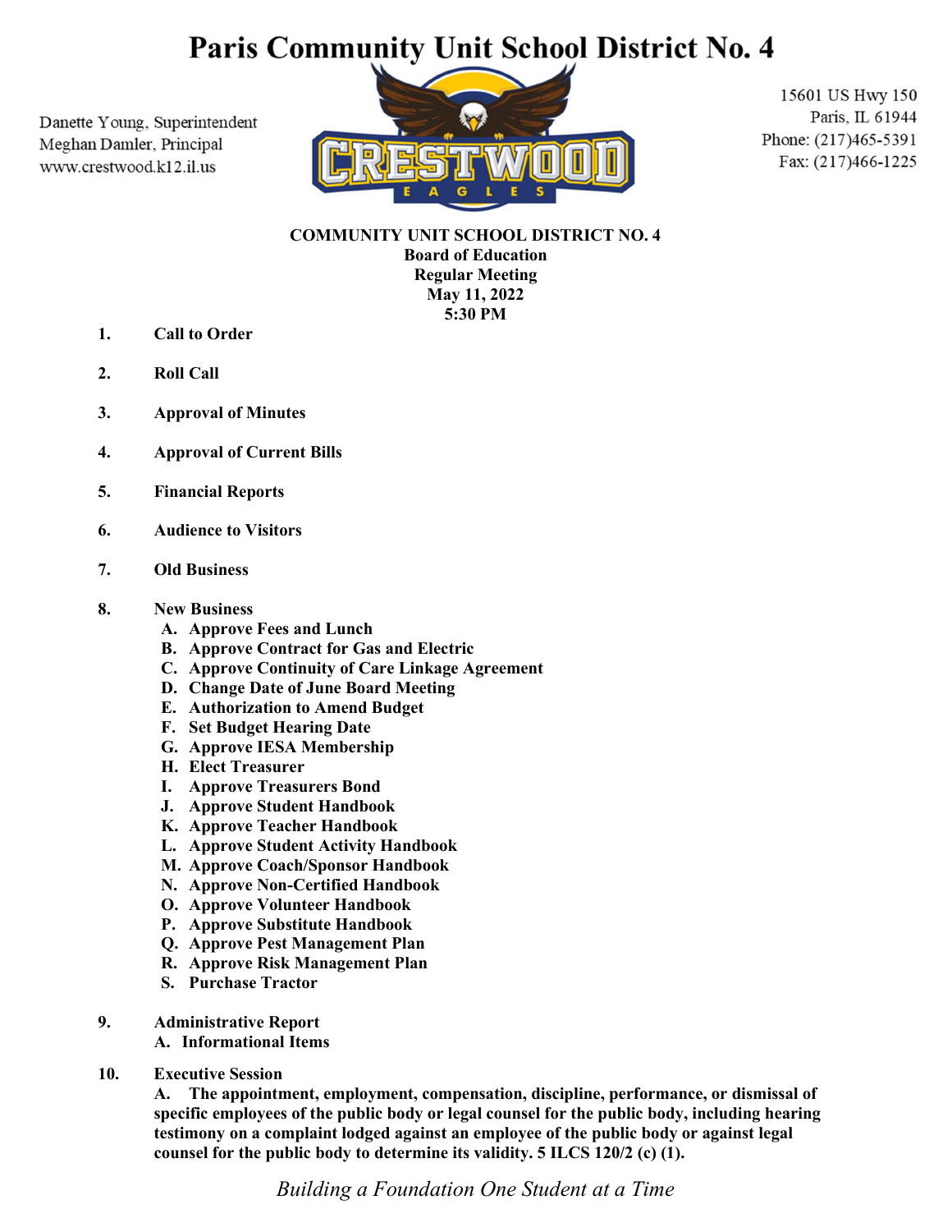# Paris Community Unit School District No. 4

Danette Young, Superintendent
Meghan Damler, Principal
www.crestwood.k12.il.us

15601 US Hwy 150
Paris, IL 61944
Phone: (217)465-5391
Fax: (217)466-1225

**COMMUNITY UNIT SCHOOL DISTRICT NO. 4**
**Board of Education**
**Regular Meeting**
**May 11, 2022**
**5:30 PM**

1. **Call to Order**
2. **Roll Call**
3. **Approval of Minutes**
4. **Approval of Current Bills**
5. **Financial Reports**
6. **Audience to Visitors**
7. **Old Business**
8. **New Business**
   - **A. Approve Fees and Lunch**
   - **B. Approve Contract for Gas and Electric**
   - **C. Approve Continuity of Care Linkage Agreement**
   - **D. Change Date of June Board Meeting**
   - **E. Authorization to Amend Budget**
   - **F. Set Budget Hearing Date**
   - **G. Approve IESA Membership**
   - **H. Elect Treasurer**
   - **I. Approve Treasurers Bond**
   - **J. Approve Student Handbook**
   - **K. Approve Teacher Handbook**
   - **L. Approve Student Activity Handbook**
   - **M. Approve Coach/Sponsor Handbook**
   - **N. Approve Non-Certified Handbook**
   - **O. Approve Volunteer Handbook**
   - **P. Approve Substitute Handbook**
   - **Q. Approve Pest Management Plan**
   - **R. Approve Risk Management Plan**
   - **S. Purchase Tractor**
9. **Administrative Report**
   - **A. Informational Items**
10. **Executive Session**
    **A. The appointment, employment, compensation, discipline, performance, or dismissal of specific employees of the public body or legal counsel for the public body, including hearing testimony on a complaint lodged against an employee of the public body or against legal counsel for the public body to determine its validity. 5 ILCS 120/2 (c) (1).**

*Building a Foundation One Student at a Time*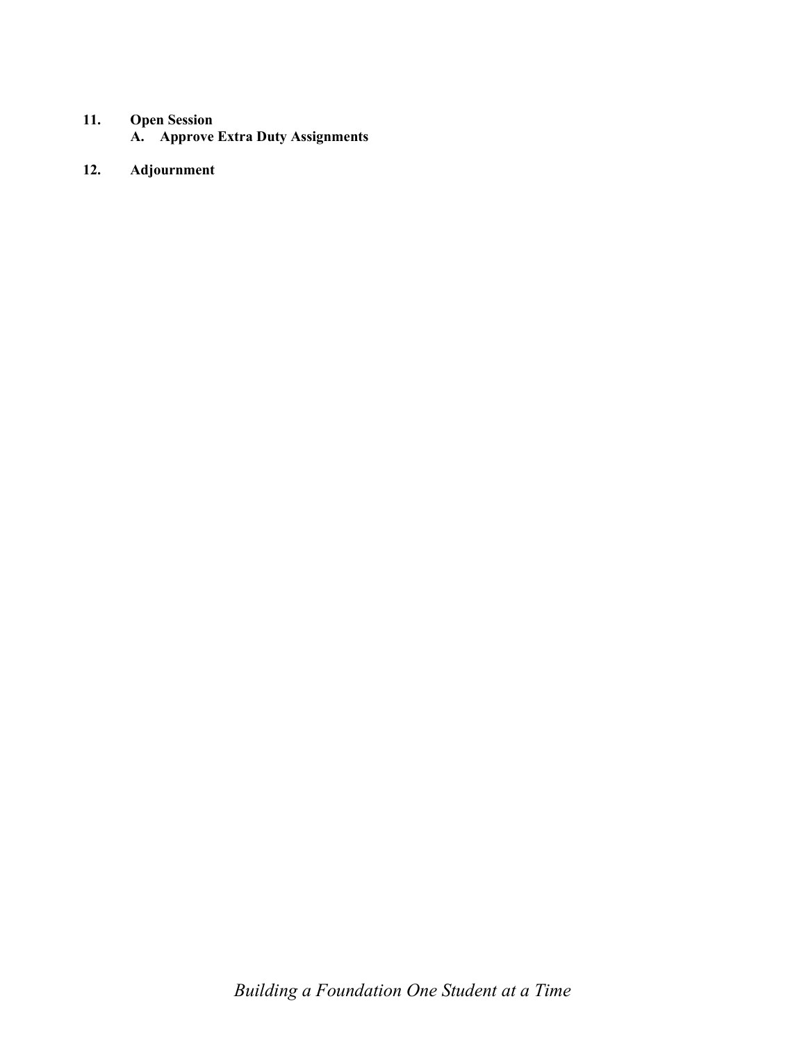**11. Open Session**

**A. Approve Extra Duty Assignments**

**12. Adjournment**